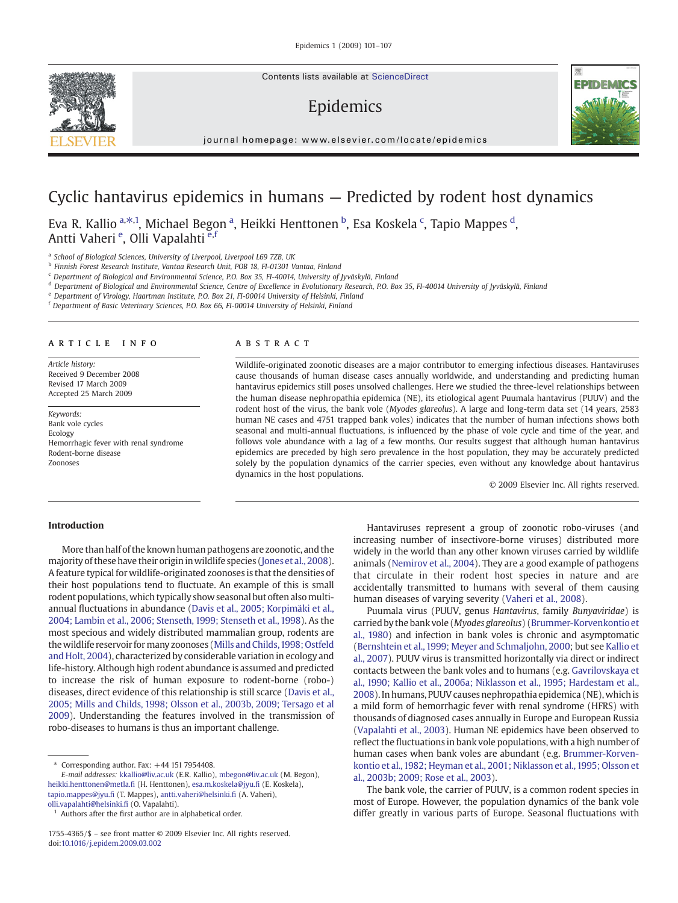# Cyclic hantavirus epidemics in humans — Predicted by rodent host dynamics

Eva R. Kallio [a,*,1], Michael Begon [a], Heikki Henttonen [b], Esa Koskela [c], Tapio Mappes [d], Antti Vaheri [e], Olli Vapalahti [e,f]

[a] School of Biological Sciences, University of Liverpool, Liverpool L69 7ZB, UK
[b] Finnish Forest Research Institute, Vantaa Research Unit, POB 18, FI-01301 Vantaa, Finland
[c] Department of Biological and Environmental Science, P.O. Box 35, FI-40014, University of Jyväskylä, Finland
[d] Department of Biological and Environmental Science, Centre of Excellence in Evolutionary Research, P.O. Box 35, FI-40014 University of Jyväskylä, Finland
[e] Department of Virology, Haartman Institute, P.O. Box 21, FI-00014 University of Helsinki, Finland
[f] Department of Basic Veterinary Sciences, P.O. Box 66, FI-00014 University of Helsinki, Finland

**ARTICLE INFO**

*Article history:*
Received 9 December 2008
Revised 17 March 2009
Accepted 25 March 2009

*Keywords:*
Bank vole cycles
Ecology
Hemorrhagic fever with renal syndrome
Rodent-borne disease
Zoonoses

**ABSTRACT**

Wildlife-originated zoonotic diseases are a major contributor to emerging infectious diseases. Hantaviruses cause thousands of human disease cases annually worldwide, and understanding and predicting human hantavirus epidemics still poses unsolved challenges. Here we studied the three-level relationships between the human disease nephropathia epidemica (NE), its etiological agent Puumala hantavirus (PUUV) and the rodent host of the virus, the bank vole (*Myodes glareolus*). A large and long-term data set (14 years, 2583 human NE cases and 4751 trapped bank voles) indicates that the number of human infections shows both seasonal and multi-annual fluctuations, is influenced by the phase of vole cycle and time of the year, and follows vole abundance with a lag of a few months. Our results suggest that although human hantavirus epidemics are preceded by high sero prevalence in the host population, they may be accurately predicted solely by the population dynamics of the carrier species, even without any knowledge about hantavirus dynamics in the host populations.

© 2009 Elsevier Inc. All rights reserved.

## Introduction

More than half of the known human pathogens are zoonotic, and the majority of these have their origin in wildlife species (Jones et al., 2008). A feature typical for wildlife-originated zoonoses is that the densities of their host populations tend to fluctuate. An example of this is small rodent populations, which typically show seasonal but often also multi-annual fluctuations in abundance (Davis et al., 2005; Korpimäki et al., 2004; Lambin et al., 2006; Stenseth, 1999; Stenseth et al., 1998). As the most specious and widely distributed mammalian group, rodents are the wildlife reservoir for many zoonoses (Mills and Childs, 1998; Ostfeld and Holt, 2004), characterized by considerable variation in ecology and life-history. Although high rodent abundance is assumed and predicted to increase the risk of human exposure to rodent-borne (robo-) diseases, direct evidence of this relationship is still scarce (Davis et al., 2005; Mills and Childs, 1998; Olsson et al., 2003b, 2009; Tersago et al 2009). Understanding the features involved in the transmission of robo-diseases to humans is thus an important challenge.

Hantaviruses represent a group of zoonotic robo-viruses (and increasing number of insectivore-borne viruses) distributed more widely in the world than any other known viruses carried by wildlife animals (Nemirov et al., 2004). They are a good example of pathogens that circulate in their rodent host species in nature and are accidentally transmitted to humans with several of them causing human diseases of varying severity (Vaheri et al., 2008).

Puumala virus (PUUV, genus *Hantavirus*, family *Bunyaviridae*) is carried by the bank vole (*Myodes glareolus*) (Brummer-Korvenkontio et al., 1980) and infection in bank voles is chronic and asymptomatic (Bernshtein et al., 1999; Meyer and Schmaljohn, 2000; but see Kallio et al., 2007). PUUV virus is transmitted horizontally via direct or indirect contacts between the bank voles and to humans (e.g. Gavrilovskaya et al., 1990; Kallio et al., 2006a; Niklasson et al., 1995; Hardestam et al., 2008). In humans, PUUV causes nephropathia epidemica (NE), which is a mild form of hemorrhagic fever with renal syndrome (HFRS) with thousands of diagnosed cases annually in Europe and European Russia (Vapalahti et al., 2003). Human NE epidemics have been observed to reflect the fluctuations in bank vole populations, with a high number of human cases when bank voles are abundant (e.g. Brummer-Korvenkontio et al., 1982; Heyman et al., 2001; Niklasson et al., 1995; Olsson et al., 2003b; 2009; Rose et al., 2003).

The bank vole, the carrier of PUUV, is a common rodent species in most of Europe. However, the population dynamics of the bank vole differ greatly in various parts of Europe. Seasonal fluctuations with

\* Corresponding author. Fax: +44 151 7954408.
*E-mail addresses:* kkallio@liv.ac.uk (E.R. Kallio), mbegon@liv.ac.uk (M. Begon), heikki.henttonen@metla.fi (H. Henttonen), esa.m.koskela@jyu.fi (E. Koskela), tapio.mappes@jyu.fi (T. Mappes), antti.vaheri@helsinki.fi (A. Vaheri), olli.vapalahti@helsinki.fi (O. Vapalahti).
[1] Authors after the first author are in alphabetical order.

1755-4365/$ – see front matter © 2009 Elsevier Inc. All rights reserved.
doi:10.1016/j.epidem.2009.03.002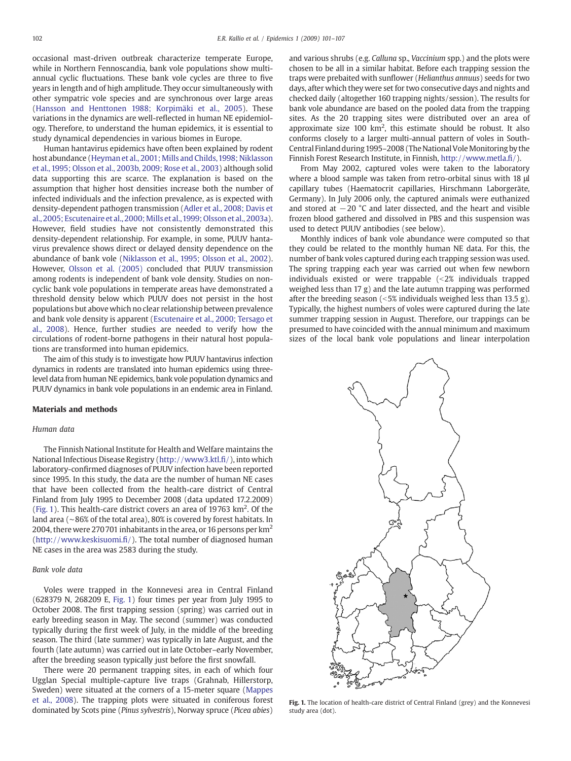occasional mast-driven outbreak characterize temperate Europe, while in Northern Fennoscandia, bank vole populations show multi-annual cyclic fluctuations. These bank vole cycles are three to five years in length and of high amplitude. They occur simultaneously with other sympatric vole species and are synchronous over large areas (Hansson and Henttonen 1988; Korpimäki et al., 2005). These variations in the dynamics are well-reflected in human NE epidemiology. Therefore, to understand the human epidemics, it is essential to study dynamical dependencies in various biomes in Europe.

Human hantavirus epidemics have often been explained by rodent host abundance (Heyman et al., 2001; Mills and Childs, 1998; Niklasson et al., 1995; Olsson et al., 2003b, 2009; Rose et al., 2003) although solid data supporting this are scarce. The explanation is based on the assumption that higher host densities increase both the number of infected individuals and the infection prevalence, as is expected with density-dependent pathogen transmission (Adler et al., 2008; Davis et al., 2005; Escutenaire et al., 2000; Mills et al., 1999; Olsson et al., 2003a). However, field studies have not consistently demonstrated this density-dependent relationship. For example, in some, PUUV hantavirus prevalence shows direct or delayed density dependence on the abundance of bank vole (Niklasson et al., 1995; Olsson et al., 2002). However, Olsson et al. (2005) concluded that PUUV transmission among rodents is independent of bank vole density. Studies on non-cyclic bank vole populations in temperate areas have demonstrated a threshold density below which PUUV does not persist in the host populations but above which no clear relationship between prevalence and bank vole density is apparent (Escutenaire et al., 2000; Tersago et al., 2008). Hence, further studies are needed to verify how the circulations of rodent-borne pathogens in their natural host populations are transformed into human epidemics.

The aim of this study is to investigate how PUUV hantavirus infection dynamics in rodents are translated into human epidemics using three-level data from human NE epidemics, bank vole population dynamics and PUUV dynamics in bank vole populations in an endemic area in Finland.

## Materials and methods

### Human data

The Finnish National Institute for Health and Welfare maintains the National Infectious Disease Registry (http://www3.ktl.fi/), into which laboratory-confirmed diagnoses of PUUV infection have been reported since 1995. In this study, the data are the number of human NE cases that have been collected from the health-care district of Central Finland from July 1995 to December 2008 (data updated 17.2.2009) (Fig. 1). This health-care district covers an area of 19763 km$^2$. Of the land area (~86% of the total area), 80% is covered by forest habitats. In 2004, there were 270701 inhabitants in the area, or 16 persons per km$^2$ (http://www.keskisuomi.fi/). The total number of diagnosed human NE cases in the area was 2583 during the study.

### Bank vole data

Voles were trapped in the Konnevesi area in Central Finland (628379 N, 268209 E, Fig. 1) four times per year from July 1995 to October 2008. The first trapping session (spring) was carried out in early breeding season in May. The second (summer) was conducted typically during the first week of July, in the middle of the breeding season. The third (late summer) was typically in late August, and the fourth (late autumn) was carried out in late October–early November, after the breeding season typically just before the first snowfall.

There were 20 permanent trapping sites, in each of which four Ugglan Special multiple-capture live traps (Grahnab, Hillerstorp, Sweden) were situated at the corners of a 15-meter square (Mappes et al., 2008). The trapping plots were situated in coniferous forest dominated by Scots pine (*Pinus sylvestris*), Norway spruce (*Picea abies*) and various shrubs (e.g. *Calluna* sp., *Vaccinium* spp.) and the plots were chosen to be all in a similar habitat. Before each trapping session the traps were prebaited with sunflower (*Helianthus annuus*) seeds for two days, after which they were set for two consecutive days and nights and checked daily (altogether 160 trapping nights/session). The results for bank vole abundance are based on the pooled data from the trapping sites. As the 20 trapping sites were distributed over an area of approximate size 100 km$^2$, this estimate should be robust. It also conforms closely to a larger multi-annual pattern of voles in South-Central Finland during 1995–2008 (The National Vole Monitoring by the Finnish Forest Research Institute, in Finnish, http://www.metla.fi/).

From May 2002, captured voles were taken to the laboratory where a blood sample was taken from retro-orbital sinus with 18 µl capillary tubes (Haematocrit capillaries, Hirschmann Laborgeräte, Germany). In July 2006 only, the captured animals were euthanized and stored at −20 °C and later dissected, and the heart and visible frozen blood gathered and dissolved in PBS and this suspension was used to detect PUUV antibodies (see below).

Monthly indices of bank vole abundance were computed so that they could be related to the monthly human NE data. For this, the number of bank voles captured during each trapping session was used. The spring trapping each year was carried out when few newborn individuals existed or were trappable (<2% individuals trapped weighed less than 17 g) and the late autumn trapping was performed after the breeding season (<5% individuals weighed less than 13.5 g). Typically, the highest numbers of voles were captured during the late summer trapping session in August. Therefore, our trappings can be presumed to have coincided with the annual minimum and maximum sizes of the local bank vole populations and linear interpolation

**Fig. 1.** The location of health-care district of Central Finland (grey) and the Konnevesi study area (dot).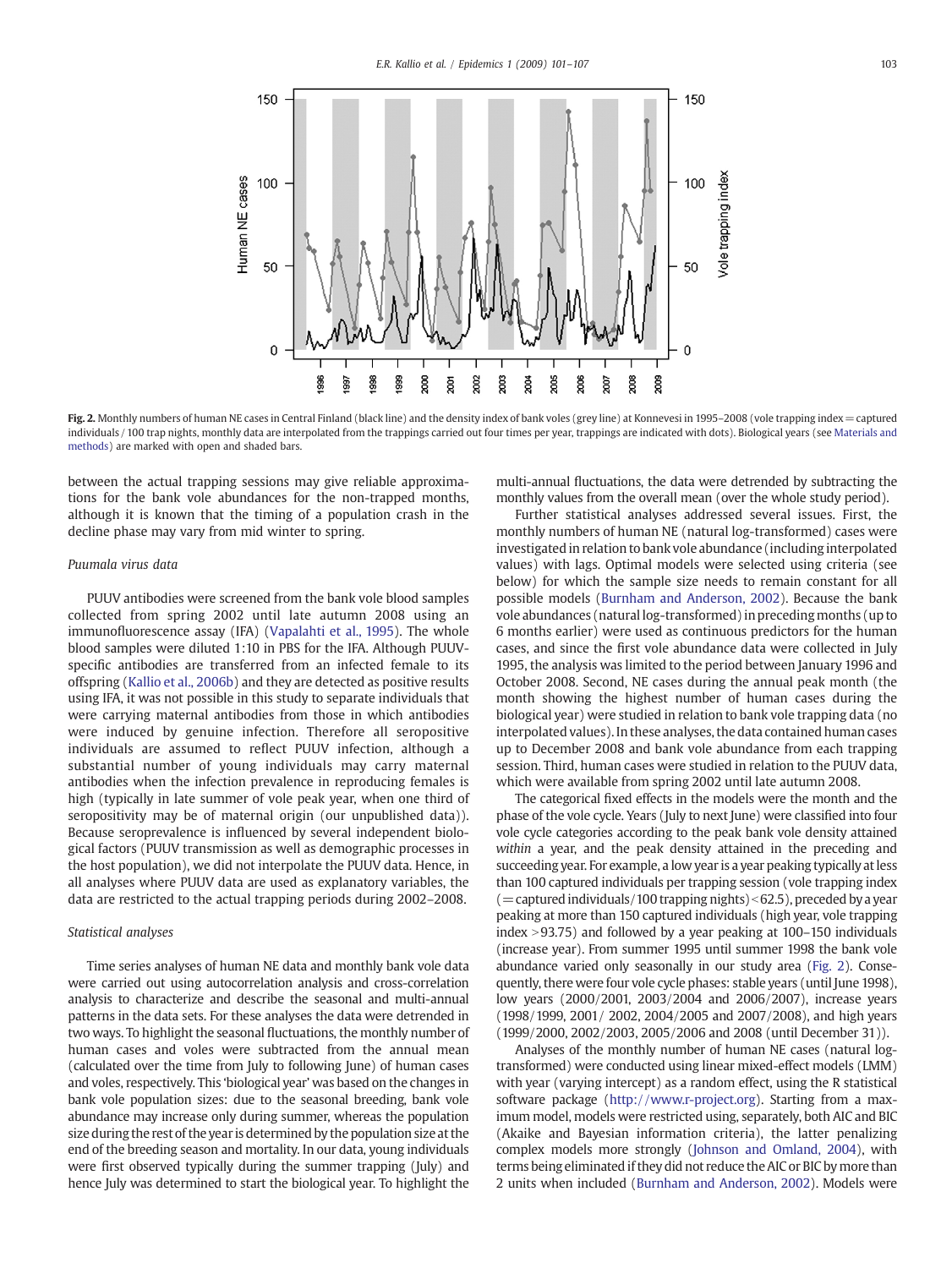150

100

50

0

Human NE cases

150

100

50

0

Vole trapping index

1996
1997
1998
1999
2000
2001
2002
2003
2004
2005
2006
2007
2008
2009

**Fig. 2.** Monthly numbers of human NE cases in Central Finland (black line) and the density index of bank voles (grey line) at Konnevesi in 1995–2008 (vole trapping index = captured individuals / 100 trap nights, monthly data are interpolated from the trappings carried out four times per year, trappings are indicated with dots). Biological years (see Materials and methods) are marked with open and shaded bars.

between the actual trapping sessions may give reliable approximations for the bank vole abundances for the non-trapped months, although it is known that the timing of a population crash in the decline phase may vary from mid winter to spring.

### *Puumala virus data*

PUUV antibodies were screened from the bank vole blood samples collected from spring 2002 until late autumn 2008 using an immunofluorescence assay (IFA) (Vapalahti et al., 1995). The whole blood samples were diluted 1:10 in PBS for the IFA. Although PUUV-specific antibodies are transferred from an infected female to its offspring (Kallio et al., 2006b) and they are detected as positive results using IFA, it was not possible in this study to separate individuals that were carrying maternal antibodies from those in which antibodies were induced by genuine infection. Therefore all seropositive individuals are assumed to reflect PUUV infection, although a substantial number of young individuals may carry maternal antibodies when the infection prevalence in reproducing females is high (typically in late summer of vole peak year, when one third of seropositivity may be of maternal origin (our unpublished data)). Because seroprevalence is influenced by several independent biological factors (PUUV transmission as well as demographic processes in the host population), we did not interpolate the PUUV data. Hence, in all analyses where PUUV data are used as explanatory variables, the data are restricted to the actual trapping periods during 2002–2008.

### *Statistical analyses*

Time series analyses of human NE data and monthly bank vole data were carried out using autocorrelation analysis and cross-correlation analysis to characterize and describe the seasonal and multi-annual patterns in the data sets. For these analyses the data were detrended in two ways. To highlight the seasonal fluctuations, the monthly number of human cases and voles were subtracted from the annual mean (calculated over the time from July to following June) of human cases and voles, respectively. This 'biological year' was based on the changes in bank vole population sizes: due to the seasonal breeding, bank vole abundance may increase only during summer, whereas the population size during the rest of the year is determined by the population size at the end of the breeding season and mortality. In our data, young individuals were first observed typically during the summer trapping (July) and hence July was determined to start the biological year. To highlight the multi-annual fluctuations, the data were detrended by subtracting the monthly values from the overall mean (over the whole study period).

Further statistical analyses addressed several issues. First, the monthly numbers of human NE (natural log-transformed) cases were investigated in relation to bank vole abundance (including interpolated values) with lags. Optimal models were selected using criteria (see below) for which the sample size needs to remain constant for all possible models (Burnham and Anderson, 2002). Because the bank vole abundances (natural log-transformed) in preceding months (up to 6 months earlier) were used as continuous predictors for the human cases, and since the first vole abundance data were collected in July 1995, the analysis was limited to the period between January 1996 and October 2008. Second, NE cases during the annual peak month (the month showing the highest number of human cases during the biological year) were studied in relation to bank vole trapping data (no interpolated values). In these analyses, the data contained human cases up to December 2008 and bank vole abundance from each trapping session. Third, human cases were studied in relation to the PUUV data, which were available from spring 2002 until late autumn 2008.

The categorical fixed effects in the models were the month and the phase of the vole cycle. Years (July to next June) were classified into four vole cycle categories according to the peak bank vole density attained *within* a year, and the peak density attained in the preceding and succeeding year. For example, a low year is a year peaking typically at less than 100 captured individuals per trapping session (vole trapping index (= captured individuals/100 trapping nights) < 62.5), preceded by a year peaking at more than 150 captured individuals (high year, vole trapping index > 93.75) and followed by a year peaking at 100–150 individuals (increase year). From summer 1995 until summer 1998 the bank vole abundance varied only seasonally in our study area (Fig. 2). Consequently, there were four vole cycle phases: stable years (until June 1998), low years (2000/2001, 2003/2004 and 2006/2007), increase years (1998/1999, 2001/ 2002, 2004/2005 and 2007/2008), and high years (1999/2000, 2002/2003, 2005/2006 and 2008 (until December 31)).

Analyses of the monthly number of human NE cases (natural log-transformed) were conducted using linear mixed-effect models (LMM) with year (varying intercept) as a random effect, using the R statistical software package (http://www.r-project.org). Starting from a maximum model, models were restricted using, separately, both AIC and BIC (Akaike and Bayesian information criteria), the latter penalizing complex models more strongly (Johnson and Omland, 2004), with terms being eliminated if they did not reduce the AIC or BIC by more than 2 units when included (Burnham and Anderson, 2002). Models were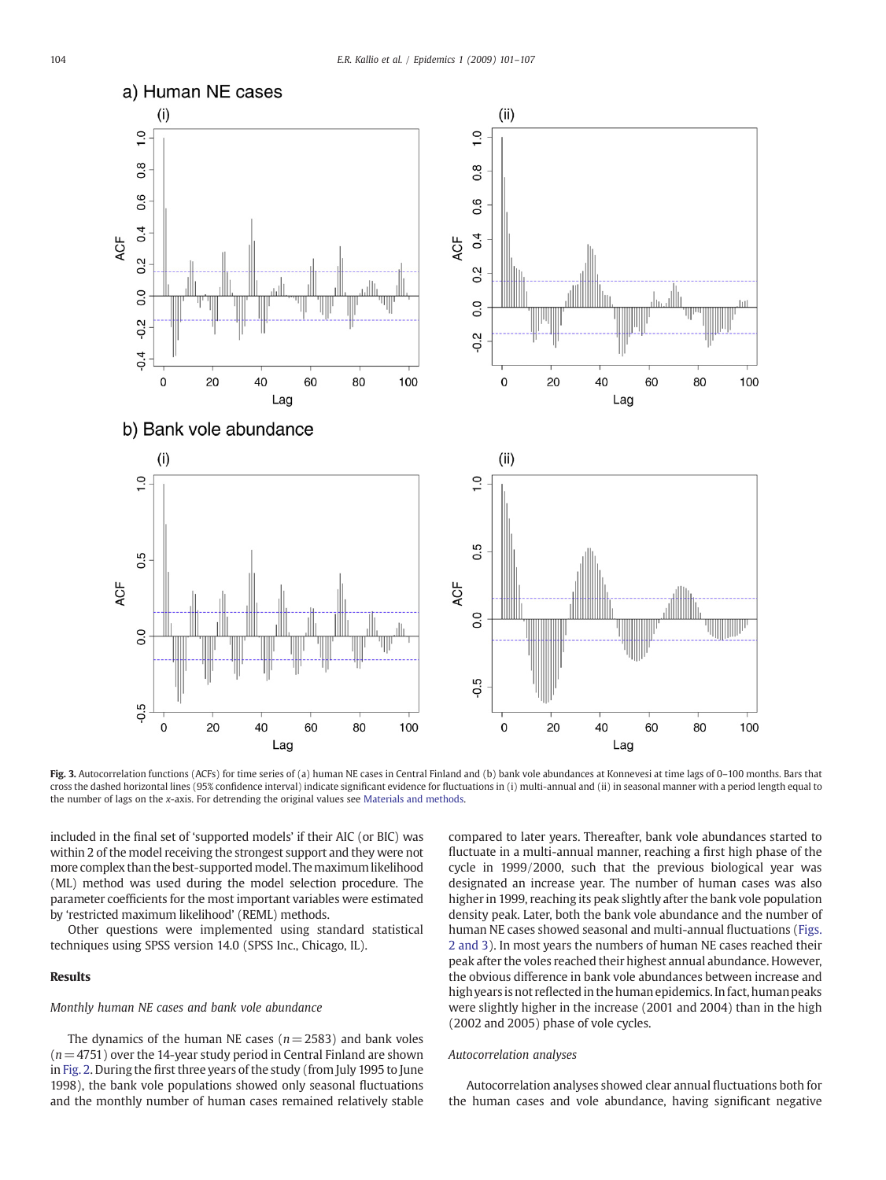Fig. 3. Autocorrelation functions (ACFs) for time series of (a) human NE cases in Central Finland and (b) bank vole abundances at Konnevesi at time lags of 0–100 months. Bars that cross the dashed horizontal lines (95% confidence interval) indicate significant evidence for fluctuations in (i) multi-annual and (ii) in seasonal manner with a period length equal to the number of lags on the x-axis. For detrending the original values see Materials and methods.

included in the final set of 'supported models' if their AIC (or BIC) was within 2 of the model receiving the strongest support and they were not more complex than the best-supported model. The maximum likelihood (ML) method was used during the model selection procedure. The parameter coefficients for the most important variables were estimated by 'restricted maximum likelihood' (REML) methods.

Other questions were implemented using standard statistical techniques using SPSS version 14.0 (SPSS Inc., Chicago, IL).

## Results

### *Monthly human NE cases and bank vole abundance*

The dynamics of the human NE cases ($n = 2583$) and bank voles ($n = 4751$) over the 14-year study period in Central Finland are shown in Fig. 2. During the first three years of the study (from July 1995 to June 1998), the bank vole populations showed only seasonal fluctuations and the monthly number of human cases remained relatively stable compared to later years. Thereafter, bank vole abundances started to fluctuate in a multi-annual manner, reaching a first high phase of the cycle in 1999/2000, such that the previous biological year was designated an increase year. The number of human cases was also higher in 1999, reaching its peak slightly after the bank vole population density peak. Later, both the bank vole abundance and the number of human NE cases showed seasonal and multi-annual fluctuations (Figs. 2 and 3). In most years the numbers of human NE cases reached their peak after the voles reached their highest annual abundance. However, the obvious difference in bank vole abundances between increase and high years is not reflected in the human epidemics. In fact, human peaks were slightly higher in the increase (2001 and 2004) than in the high (2002 and 2005) phase of vole cycles.

### *Autocorrelation analyses*

Autocorrelation analyses showed clear annual fluctuations both for the human cases and vole abundance, having significant negative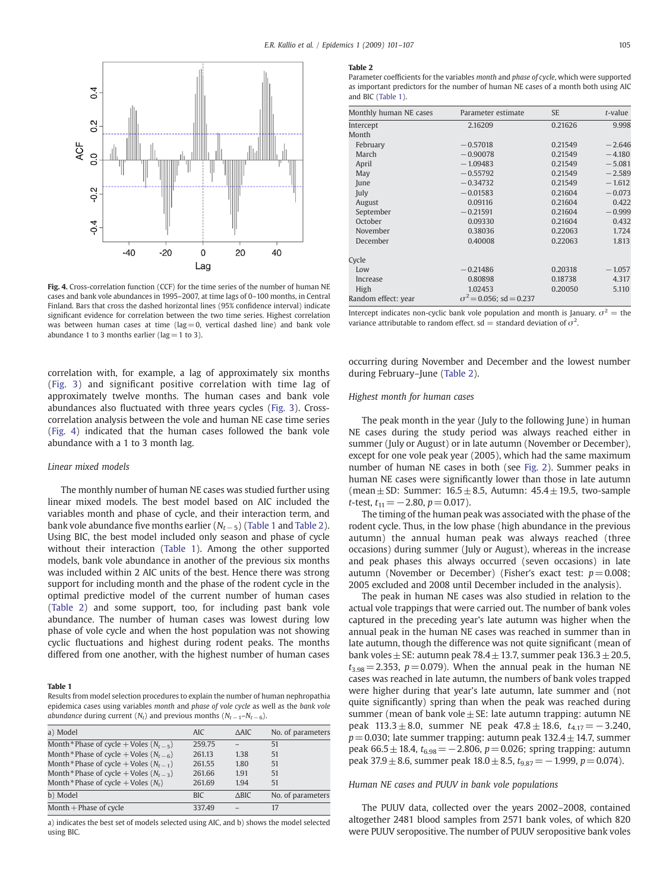Fig. 4. Cross-correlation function (CCF) for the time series of the number of human NE cases and bank vole abundances in 1995–2007, at time lags of 0–100 months, in Central Finland. Bars that cross the dashed horizontal lines (95% confidence interval) indicate significant evidence for correlation between the two time series. Highest correlation was between human cases at time (lag = 0, vertical dashed line) and bank vole abundance 1 to 3 months earlier (lag = 1 to 3).

correlation with, for example, a lag of approximately six months (Fig. 3) and significant positive correlation with time lag of approximately twelve months. The human cases and bank vole abundances also fluctuated with three years cycles (Fig. 3). Cross-correlation analysis between the vole and human NE case time series (Fig. 4) indicated that the human cases followed the bank vole abundance with a 1 to 3 month lag.

### Linear mixed models

The monthly number of human NE cases was studied further using linear mixed models. The best model based on AIC included the variables month and phase of cycle, and their interaction term, and bank vole abundance five months earlier ($N_{t-5}$) (Table 1 and Table 2). Using BIC, the best model included only season and phase of cycle without their interaction (Table 1). Among the other supported models, bank vole abundance in another of the previous six months was included within 2 AIC units of the best. Hence there was strong support for including month and the phase of the rodent cycle in the optimal predictive model of the current number of human cases (Table 2) and some support, too, for including past bank vole abundance. The number of human cases was lowest during low phase of vole cycle and when the host population was not showing cyclic fluctuations and highest during rodent peaks. The months differed from one another, with the highest number of human cases occurring during November and December and the lowest number during February–June (Table 2).

**Table 1**
Results from model selection procedures to explain the number of human nephropathia epidemica cases using variables *month* and *phase of vole cycle* as well as the *bank vole abundance* during current ($N_t$) and previous months ($N_{t-1}$–$N_{t-6}$).

| a) Model | AIC | ΔAIC | No. of parameters |
|---|---|---|---|
| Month*Phase of cycle + Voles ($N_{t-5}$) | 259.75 | – | 51 |
| Month*Phase of cycle + Voles ($N_{t-6}$) | 261.13 | 1.38 | 51 |
| Month*Phase of cycle + Voles ($N_{t-1}$) | 261.55 | 1.80 | 51 |
| Month*Phase of cycle + Voles ($N_{t-3}$) | 261.66 | 1.91 | 51 |
| Month*Phase of cycle + Voles ($N_t$) | 261.69 | 1.94 | 51 |
| **b) Model** | **BIC** | **ΔBIC** | **No. of parameters** |
| Month + Phase of cycle | 337.49 | – | 17 |

a) indicates the best set of models selected using AIC, and b) shows the model selected using BIC.

**Table 2**
Parameter coefficients for the variables *month* and *phase of cycle*, which were supported as important predictors for the number of human NE cases of a month both using AIC and BIC (Table 1).

| Monthly human NE cases | Parameter estimate | SE | *t*-value |
|---|---|---|---|
| Intercept | 2.16209 | 0.21626 | 9.998 |
| Month | | | |
| February | −0.57018 | 0.21549 | −2.646 |
| March | −0.90078 | 0.21549 | −4.180 |
| April | −1.09483 | 0.21549 | −5.081 |
| May | −0.55792 | 0.21549 | −2.589 |
| June | −0.34732 | 0.21549 | −1.612 |
| July | −0.01583 | 0.21604 | −0.073 |
| August | 0.09116 | 0.21604 | 0.422 |
| September | −0.21591 | 0.21604 | −0.999 |
| October | 0.09330 | 0.21604 | 0.432 |
| November | 0.38036 | 0.22063 | 1.724 |
| December | 0.40008 | 0.22063 | 1.813 |
| Cycle | | | |
| Low | −0.21486 | 0.20318 | −1.057 |
| Increase | 0.80898 | 0.18738 | 4.317 |
| High | 1.02453 | 0.20050 | 5.110 |
| Random effect: year | $\sigma^2 = 0.056$; sd = 0.237 | | |

Intercept indicates non-cyclic bank vole population and month is January. $\sigma^2$ = the variance attributable to random effect. sd = standard deviation of $\sigma^2$.

### Highest month for human cases

The peak month in the year (July to the following June) in human NE cases during the study period was always reached either in summer (July or August) or in late autumn (November or December), except for one vole peak year (2005), which had the same maximum number of human NE cases in both (see Fig. 2). Summer peaks in human NE cases were significantly lower than those in late autumn (mean ± SD: Summer: 16.5 ± 8.5, Autumn: 45.4 ± 19.5, two-sample *t*-test, $t_{11} = -2.80$, $p = 0.017$).

The timing of the human peak was associated with the phase of the rodent cycle. Thus, in the low phase (high abundance in the previous autumn) the annual human peak was always reached (three occasions) during summer (July or August), whereas in the increase and peak phases this always occurred (seven occasions) in late autumn (November or December) (Fisher's exact test: $p = 0.008$; 2005 excluded and 2008 until December included in the analysis).

The peak in human NE cases was also studied in relation to the actual vole trappings that were carried out. The number of bank voles captured in the preceding year's late autumn was higher when the annual peak in the human NE cases was reached in summer than in late autumn, though the difference was not quite significant (mean of bank voles ± SE: autumn peak 78.4 ± 13.7, summer peak 136.3 ± 20.5, $t_{3.98} = 2.353$, $p = 0.079$). When the annual peak in the human NE cases was reached in late autumn, the numbers of bank voles trapped were higher during that year's late autumn, late summer and (not quite significantly) spring than when the peak was reached during summer (mean of bank vole ± SE: late autumn trapping: autumn NE peak 113.3 ± 8.0, summer NE peak 47.8 ± 18.6, $t_{4.17} = -3.240$, $p = 0.030$; late summer trapping: autumn peak 132.4 ± 14.7, summer peak 66.5 ± 18.4, $t_{6.98} = -2.806$, $p = 0.026$; spring trapping: autumn peak 37.9 ± 8.6, summer peak 18.0 ± 8.5, $t_{9.87} = -1.999$, $p = 0.074$).

### Human NE cases and PUUV in bank vole populations

The PUUV data, collected over the years 2002–2008, contained altogether 2481 blood samples from 2571 bank voles, of which 820 were PUUV seropositive. The number of PUUV seropositive bank voles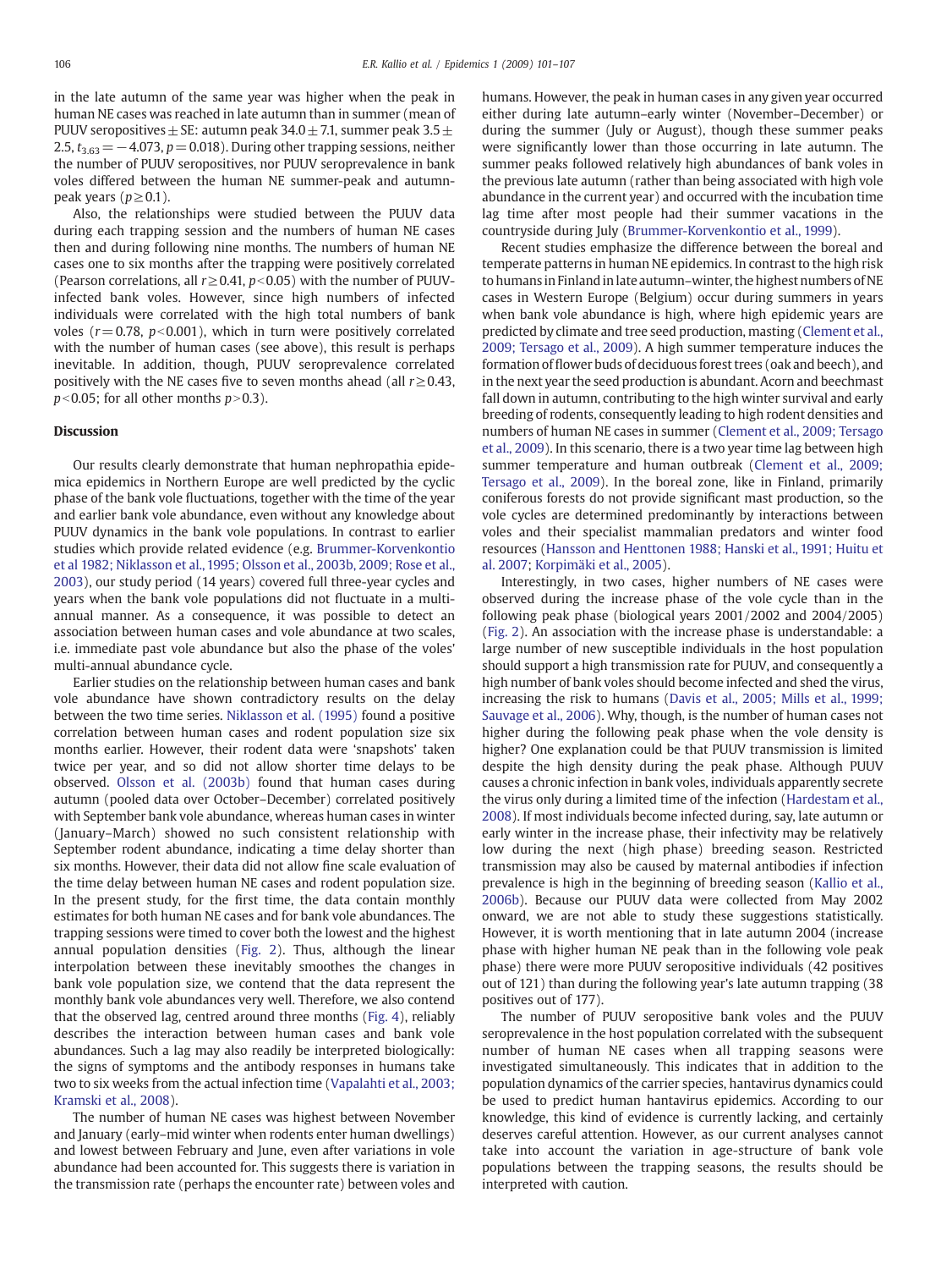in the late autumn of the same year was higher when the peak in human NE cases was reached in late autumn than in summer (mean of PUUV seropositives ± SE: autumn peak 34.0 ± 7.1, summer peak 3.5 ± 2.5, $t_{3.63} = -4.073$, $p = 0.018$). During other trapping sessions, neither the number of PUUV seropositives, nor PUUV seroprevalence in bank voles differed between the human NE summer-peak and autumn-peak years ($p \geq 0.1$).

Also, the relationships were studied between the PUUV data during each trapping session and the numbers of human NE cases then and during following nine months. The numbers of human NE cases one to six months after the trapping were positively correlated (Pearson correlations, all $r \geq 0.41$, $p < 0.05$) with the number of PUUV-infected bank voles. However, since high numbers of infected individuals were correlated with the high total numbers of bank voles ($r = 0.78$, $p < 0.001$), which in turn were positively correlated with the number of human cases (see above), this result is perhaps inevitable. In addition, though, PUUV seroprevalence correlated positively with the NE cases five to seven months ahead (all $r \geq 0.43$, $p < 0.05$; for all other months $p > 0.3$).

## Discussion

Our results clearly demonstrate that human nephropathia epidemica epidemics in Northern Europe are well predicted by the cyclic phase of the bank vole fluctuations, together with the time of the year and earlier bank vole abundance, even without any knowledge about PUUV dynamics in the bank vole populations. In contrast to earlier studies which provide related evidence (e.g. Brummer-Korvenkontio et al 1982; Niklasson et al., 1995; Olsson et al., 2003b, 2009; Rose et al., 2003), our study period (14 years) covered full three-year cycles and years when the bank vole populations did not fluctuate in a multi-annual manner. As a consequence, it was possible to detect an association between human cases and vole abundance at two scales, i.e. immediate past vole abundance but also the phase of the voles' multi-annual abundance cycle.

Earlier studies on the relationship between human cases and bank vole abundance have shown contradictory results on the delay between the two time series. Niklasson et al. (1995) found a positive correlation between human cases and rodent population size six months earlier. However, their rodent data were 'snapshots' taken twice per year, and so did not allow shorter time delays to be observed. Olsson et al. (2003b) found that human cases during autumn (pooled data over October–December) correlated positively with September bank vole abundance, whereas human cases in winter (January–March) showed no such consistent relationship with September rodent abundance, indicating a time delay shorter than six months. However, their data did not allow fine scale evaluation of the time delay between human NE cases and rodent population size. In the present study, for the first time, the data contain monthly estimates for both human NE cases and for bank vole abundances. The trapping sessions were timed to cover both the lowest and the highest annual population densities (Fig. 2). Thus, although the linear interpolation between these inevitably smoothes the changes in bank vole population size, we contend that the data represent the monthly bank vole abundances very well. Therefore, we also contend that the observed lag, centred around three months (Fig. 4), reliably describes the interaction between human cases and bank vole abundances. Such a lag may also readily be interpreted biologically: the signs of symptoms and the antibody responses in humans take two to six weeks from the actual infection time (Vapalahti et al., 2003; Kramski et al., 2008).

The number of human NE cases was highest between November and January (early–mid winter when rodents enter human dwellings) and lowest between February and June, even after variations in vole abundance had been accounted for. This suggests there is variation in the transmission rate (perhaps the encounter rate) between voles and humans. However, the peak in human cases in any given year occurred either during late autumn–early winter (November–December) or during the summer (July or August), though these summer peaks were significantly lower than those occurring in late autumn. The summer peaks followed relatively high abundances of bank voles in the previous late autumn (rather than being associated with high vole abundance in the current year) and occurred with the incubation time lag time after most people had their summer vacations in the countryside during July (Brummer-Korvenkontio et al., 1999).

Recent studies emphasize the difference between the boreal and temperate patterns in human NE epidemics. In contrast to the high risk to humans in Finland in late autumn–winter, the highest numbers of NE cases in Western Europe (Belgium) occur during summers in years when bank vole abundance is high, where high epidemic years are predicted by climate and tree seed production, masting (Clement et al., 2009; Tersago et al., 2009). A high summer temperature induces the formation of flower buds of deciduous forest trees (oak and beech), and in the next year the seed production is abundant. Acorn and beechmast fall down in autumn, contributing to the high winter survival and early breeding of rodents, consequently leading to high rodent densities and numbers of human NE cases in summer (Clement et al., 2009; Tersago et al., 2009). In this scenario, there is a two year time lag between high summer temperature and human outbreak (Clement et al., 2009; Tersago et al., 2009). In the boreal zone, like in Finland, primarily coniferous forests do not provide significant mast production, so the vole cycles are determined predominantly by interactions between voles and their specialist mammalian predators and winter food resources (Hansson and Henttonen 1988; Hanski et al., 1991; Huitu et al. 2007; Korpimäki et al., 2005).

Interestingly, in two cases, higher numbers of NE cases were observed during the increase phase of the vole cycle than in the following peak phase (biological years 2001/2002 and 2004/2005) (Fig. 2). An association with the increase phase is understandable: a large number of new susceptible individuals in the host population should support a high transmission rate for PUUV, and consequently a high number of bank voles should become infected and shed the virus, increasing the risk to humans (Davis et al., 2005; Mills et al., 1999; Sauvage et al., 2006). Why, though, is the number of human cases not higher during the following peak phase when the vole density is higher? One explanation could be that PUUV transmission is limited despite the high density during the peak phase. Although PUUV causes a chronic infection in bank voles, individuals apparently secrete the virus only during a limited time of the infection (Hardestam et al., 2008). If most individuals become infected during, say, late autumn or early winter in the increase phase, their infectivity may be relatively low during the next (high phase) breeding season. Restricted transmission may also be caused by maternal antibodies if infection prevalence is high in the beginning of breeding season (Kallio et al., 2006b). Because our PUUV data were collected from May 2002 onward, we are not able to study these suggestions statistically. However, it is worth mentioning that in late autumn 2004 (increase phase with higher human NE peak than in the following vole peak phase) there were more PUUV seropositive individuals (42 positives out of 121) than during the following year's late autumn trapping (38 positives out of 177).

The number of PUUV seropositive bank voles and the PUUV seroprevalence in the host population correlated with the subsequent number of human NE cases when all trapping seasons were investigated simultaneously. This indicates that in addition to the population dynamics of the carrier species, hantavirus dynamics could be used to predict human hantavirus epidemics. According to our knowledge, this kind of evidence is currently lacking, and certainly deserves careful attention. However, as our current analyses cannot take into account the variation in age-structure of bank vole populations between the trapping seasons, the results should be interpreted with caution.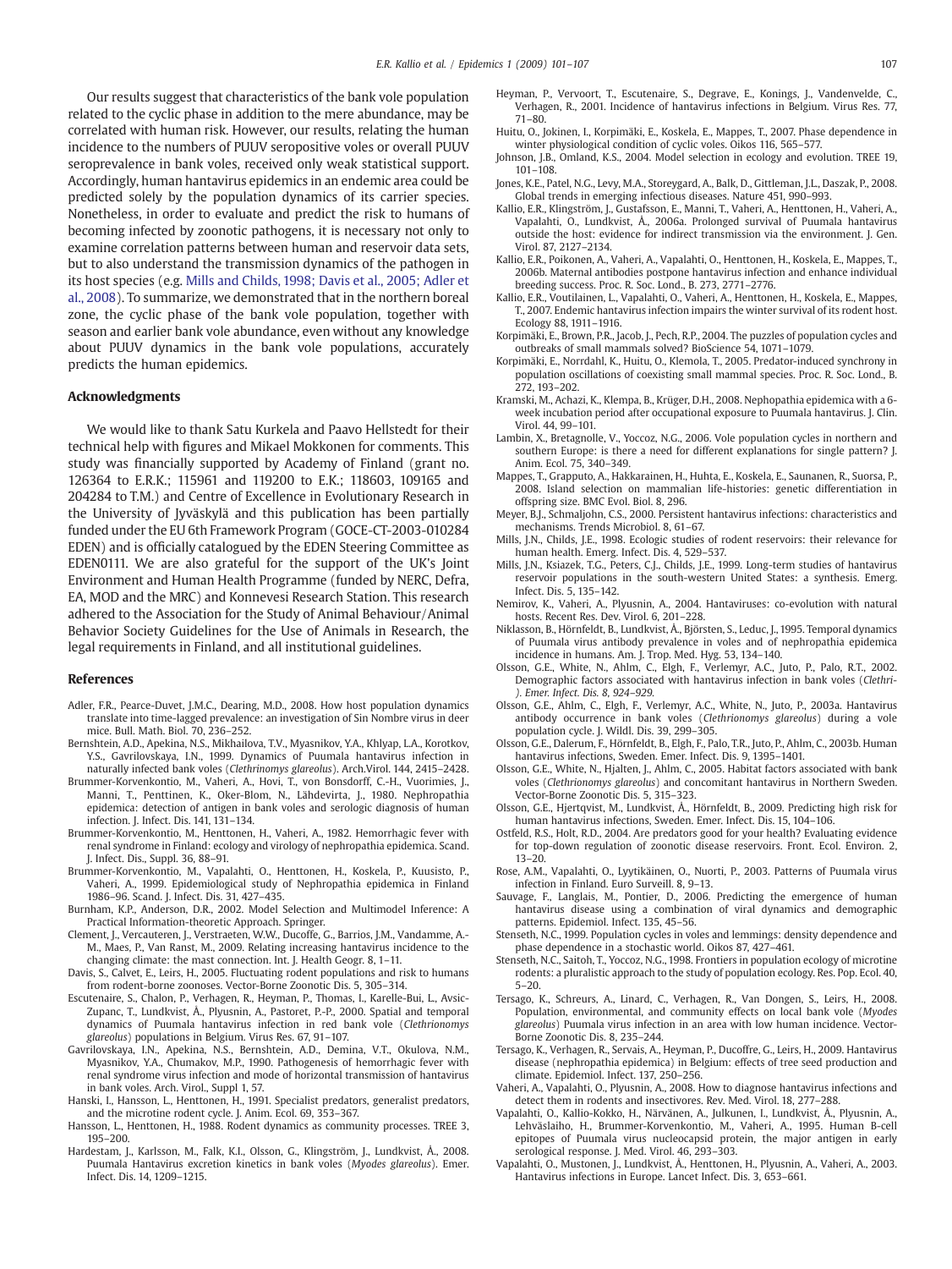Our results suggest that characteristics of the bank vole population related to the cyclic phase in addition to the mere abundance, may be correlated with human risk. However, our results, relating the human incidence to the numbers of PUUV seropositive voles or overall PUUV seroprevalence in bank voles, received only weak statistical support. Accordingly, human hantavirus epidemics in an endemic area could be predicted solely by the population dynamics of its carrier species. Nonetheless, in order to evaluate and predict the risk to humans of becoming infected by zoonotic pathogens, it is necessary not only to examine correlation patterns between human and reservoir data sets, but to also understand the transmission dynamics of the pathogen in its host species (e.g. Mills and Childs, 1998; Davis et al., 2005; Adler et al., 2008). To summarize, we demonstrated that in the northern boreal zone, the cyclic phase of the bank vole population, together with season and earlier bank vole abundance, even without any knowledge about PUUV dynamics in the bank vole populations, accurately predicts the human epidemics.

## Acknowledgments

We would like to thank Satu Kurkela and Paavo Hellstedt for their technical help with figures and Mikael Mokkonen for comments. This study was financially supported by Academy of Finland (grant no. 126364 to E.R.K.; 115961 and 119200 to E.K.; 118603, 109165 and 204284 to T.M.) and Centre of Excellence in Evolutionary Research in the University of Jyväskylä and this publication has been partially funded under the EU 6th Framework Program (GOCE-CT-2003-010284 EDEN) and is officially catalogued by the EDEN Steering Committee as EDEN0111. We are also grateful for the support of the UK's Joint Environment and Human Health Programme (funded by NERC, Defra, EA, MOD and the MRC) and Konnevesi Research Station. This research adhered to the Association for the Study of Animal Behaviour/Animal Behavior Society Guidelines for the Use of Animals in Research, the legal requirements in Finland, and all institutional guidelines.

## References

Adler, F.R., Pearce-Duvet, J.M.C., Dearing, M.D., 2008. How host population dynamics translate into time-lagged prevalence: an investigation of Sin Nombre virus in deer mice. Bull. Math. Biol. 70, 236–252.

Bernshtein, A.D., Apekina, N.S., Mikhailova, T.V., Myasnikov, Y.A., Khlyap, L.A., Korotkov, Y.S., Gavrilovskaya, I.N., 1999. Dynamics of Puumala hantavirus infection in naturally infected bank voles (*Clethrinomys glareolus*). Arch.Virol. 144, 2415–2428.

Brummer-Korvenkontio, M., Vaheri, A., Hovi, T., von Bonsdorff, C.-H., Vuorimies, J., Manni, T., Penttinen, K., Oker-Blom, N., Lähdevirta, J., 1980. Nephropathia epidemica: detection of antigen in bank voles and serologic diagnosis of human infection. J. Infect. Dis. 141, 131–134.

Brummer-Korvenkontio, M., Henttonen, H., Vaheri, A., 1982. Hemorrhagic fever with renal syndrome in Finland: ecology and virology of nephropathia epidemica. Scand. J. Infect. Dis., Suppl. 36, 88–91.

Brummer-Korvenkontio, M., Vapalahti, O., Henttonen, H., Koskela, P., Kuusisto, P., Vaheri, A., 1999. Epidemiological study of Nephropathia epidemica in Finland 1986–96. Scand. J. Infect. Dis. 31, 427–435.

Burnham, K.P., Anderson, D.R., 2002. Model Selection and Multimodel Inference: A Practical Information-theoretic Approach. Springer.

Clement, J., Vercauteren, J., Verstraeten, W.W., Ducoffe, G., Barrios, J.M., Vandamme, A.-M., Maes, P., Van Ranst, M., 2009. Relating increasing hantavirus incidence to the changing climate: the mast connection. Int. J. Health Geogr. 8, 1–11.

Davis, S., Calvet, E., Leirs, H., 2005. Fluctuating rodent populations and risk to humans from rodent-borne zoonoses. Vector-Borne Zoonotic Dis. 5, 305–314.

Escutenaire, S., Chalon, P., Verhagen, R., Heyman, P., Thomas, I., Karelle-Bui, L., Avsic-Zupanc, T., Lundkvist, Å., Plyusnin, A., Pastoret, P.-P., 2000. Spatial and temporal dynamics of Puumala hantavirus infection in red bank vole (*Clethrionomys glareolus*) populations in Belgium. Virus Res. 67, 91–107.

Gavrilovskaya, I.N., Apekina, N.S., Bernshtein, A.D., Demina, V.T., Okulova, N.M., Myasnikov, Y.A., Chumakov, M.P., 1990. Pathogenesis of hemorrhagic fever with renal syndrome virus infection and mode of horizontal transmission of hantavirus in bank voles. Arch. Virol., Suppl 1, 57.

Hanski, I., Hansson, L., Henttonen, H., 1991. Specialist predators, generalist predators, and the microtine rodent cycle. J. Anim. Ecol. 69, 353–367.

Hansson, L., Henttonen, H., 1988. Rodent dynamics as community processes. TREE 3, 195–200.

Hardestam, J., Karlsson, M., Falk, K.I., Olsson, G., Klingström, J., Lundkvist, Å., 2008. Puumala Hantavirus excretion kinetics in bank voles (*Myodes glareolus*). Emer. Infect. Dis. 14, 1209–1215.

Heyman, P., Vervoort, T., Escutenaire, S., Degrave, E., Konings, J., Vandenvelde, C., Verhagen, R., 2001. Incidence of hantavirus infections in Belgium. Virus Res. 77, 71–80.

Huitu, O., Jokinen, I., Korpimäki, E., Koskela, E., Mappes, T., 2007. Phase dependence in winter physiological condition of cyclic voles. Oikos 116, 565–577.

Johnson, J.B., Omland, K.S., 2004. Model selection in ecology and evolution. TREE 19, 101–108.

Jones, K.E., Patel, N.G., Levy, M.A., Storeygard, A., Balk, D., Gittleman, J.L., Daszak, P., 2008. Global trends in emerging infectious diseases. Nature 451, 990–993.

Kallio, E.R., Klingström, J., Gustafsson, E., Manni, T., Vaheri, A., Henttonen, H., Vaheri, A., Vapalahti, O., Lundkvist, Å., 2006a. Prolonged survival of Puumala hantavirus outside the host: evidence for indirect transmission via the environment. J. Gen. Virol. 87, 2127–2134.

Kallio, E.R., Poikonen, A., Vaheri, A., Vapalahti, O., Henttonen, H., Koskela, E., Mappes, T., 2006b. Maternal antibodies postpone hantavirus infection and enhance individual breeding success. Proc. R. Soc. Lond., B. 273, 2771–2776.

Kallio, E.R., Voutilainen, L., Vapalahti, O., Vaheri, A., Henttonen, H., Koskela, E., Mappes, T., 2007. Endemic hantavirus infection impairs the winter survival of its rodent host. Ecology 88, 1911–1916.

Korpimäki, E., Brown, P.R., Jacob, J., Pech, R.P., 2004. The puzzles of population cycles and outbreaks of small mammals solved? BioScience 54, 1071–1079.

Korpimäki, E., Norrdahl, K., Huitu, O., Klemola, T., 2005. Predator-induced synchrony in population oscillations of coexisting small mammal species. Proc. R. Soc. Lond., B. 272, 193–202.

Kramski, M., Achazi, K., Klempa, B., Krüger, D.H., 2008. Nephopathia epidemica with a 6-week incubation period after occupational exposure to Puumala hantavirus. J. Clin. Virol. 44, 99–101.

Lambin, X., Bretagnolle, V., Yoccoz, N.G., 2006. Vole population cycles in northern and southern Europe: is there a need for different explanations for single pattern? J. Anim. Ecol. 75, 340–349.

Mappes, T., Grapputo, A., Hakkarainen, H., Huhta, E., Koskela, E., Saunanen, R., Suorsa, P., 2008. Island selection on mammalian life-histories: genetic differentiation in offspring size. BMC Evol. Biol. 8, 296.

Meyer, B.J., Schmaljohn, C.S., 2000. Persistent hantavirus infections: characteristics and mechanisms. Trends Microbiol. 8, 61–67.

Mills, J.N., Childs, J.E., 1998. Ecologic studies of rodent reservoirs: their relevance for human health. Emerg. Infect. Dis. 4, 529–537.

Mills, J.N., Ksiazek, T.G., Peters, C.J., Childs, J.E., 1999. Long-term studies of hantavirus reservoir populations in the south-western United States: a synthesis. Emerg. Infect. Dis. 5, 135–142.

Nemirov, K., Vaheri, A., Plyusnin, A., 2004. Hantaviruses: co-evolution with natural hosts. Recent Res. Dev. Virol. 6, 201–228.

Niklasson, B., Hörnfeldt, B., Lundkvist, Å., Björsten, S., Leduc, J., 1995. Temporal dynamics of Puumala virus antibody prevalence in voles and of nephropathia epidemica incidence in humans. Am. J. Trop. Med. Hyg. 53, 134–140.

Olsson, G.E., White, N., Ahlm, C., Elgh, F., Verlemyr, A.C., Juto, P., Palo, R.T., 2002. Demographic factors associated with hantavirus infection in bank voles (*Clethri-*). *Emer. Infect. Dis. 8, 924–929.*

Olsson, G.E., Ahlm, C., Elgh, F., Verlemyr, A.C., White, N., Juto, P., 2003a. Hantavirus antibody occurrence in bank voles (*Clethrionomys glareolus*) during a vole population cycle. J. Wildl. Dis. 39, 299–305.

Olsson, G.E., Dalerum, F., Hörnfeldt, B., Elgh, F., Palo, T.R., Juto, P., Ahlm, C., 2003b. Human hantavirus infections, Sweden. Emer. Infect. Dis. 9, 1395–1401.

Olsson, G.E., White, N., Hjalten, J., Ahlm, C., 2005. Habitat factors associated with bank voles (*Clethrionomys glareolus*) and concomitant hantavirus in Northern Sweden. Vector-Borne Zoonotic Dis. 5, 315–323.

Olsson, G.E., Hjertqvist, M., Lundkvist, Å., Hörnfeldt, B., 2009. Predicting high risk for human hantavirus infections, Sweden. Emer. Infect. Dis. 15, 104–106.

Ostfeld, R.S., Holt, R.D., 2004. Are predators good for your health? Evaluating evidence for top-down regulation of zoonotic disease reservoirs. Front. Ecol. Environ. 2, 13–20.

Rose, A.M., Vapalahti, O., Lyytikäinen, O., Nuorti, P., 2003. Patterns of Puumala virus infection in Finland. Euro Surveill. 8, 9–13.

Sauvage, F., Langlais, M., Pontier, D., 2006. Predicting the emergence of human hantavirus disease using a combination of viral dynamics and demographic patterns. Epidemiol. Infect. 135, 45–56.

Stenseth, N.C., 1999. Population cycles in voles and lemmings: density dependence and phase dependence in a stochastic world. Oikos 87, 427–461.

Stenseth, N.C., Saitoh, T., Yoccoz, N.G., 1998. Frontiers in population ecology of microtine rodents: a pluralistic approach to the study of population ecology. Res. Pop. Ecol. 40, 5–20.

Tersago, K., Schreurs, A., Linard, C., Verhagen, R., Van Dongen, S., Leirs, H., 2008. Population, environmental, and community effects on local bank vole (*Myodes glareolus*) Puumala virus infection in an area with low human incidence. Vector-Borne Zoonotic Dis. 8, 235–244.

Tersago, K., Verhagen, R., Servais, A., Heyman, P., Ducoffre, G., Leirs, H., 2009. Hantavirus disease (nephropathia epidemica) in Belgium: effects of tree seed production and climate. Epidemiol. Infect. 137, 250–256.

Vaheri, A., Vapalahti, O., Plyusnin, A., 2008. How to diagnose hantavirus infections and detect them in rodents and insectivores. Rev. Med. Virol. 18, 277–288.

Vapalahti, O., Kallio-Kokko, H., Närvänen, A., Julkunen, I., Lundkvist, Å., Plyusnin, A., Lehväslaiho, H., Brummer-Korvenkontio, M., Vaheri, A., 1995. Human B-cell epitopes of Puumala virus nucleocapsid protein, the major antigen in early serological response. J. Med. Virol. 46, 293–303.

Vapalahti, O., Mustonen, J., Lundkvist, Å., Henttonen, H., Plyusnin, A., Vaheri, A., 2003. Hantavirus infections in Europe. Lancet Infect. Dis. 3, 653–661.